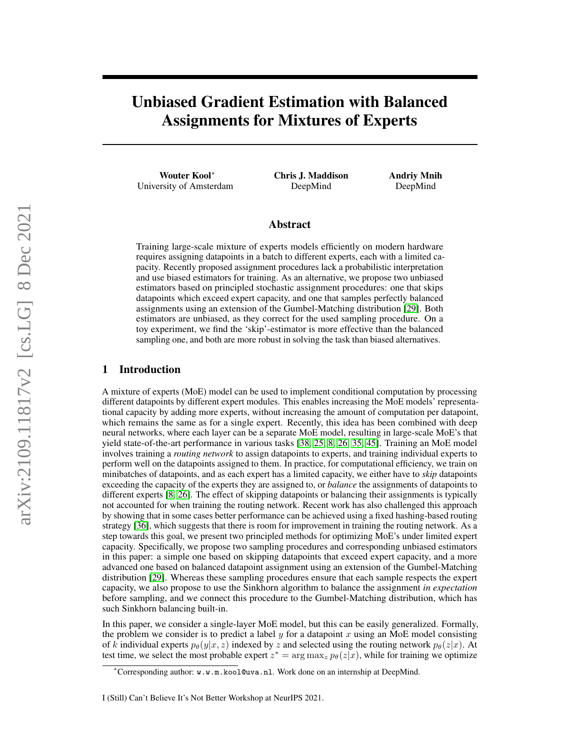# Unbiased Gradient Estimation with Balanced Assignments for Mixtures of Experts

**Wouter Kool**[*]
University of Amsterdam

**Chris J. Maddison**
DeepMind

**Andriy Mnih**
DeepMind

## Abstract

Training large-scale mixture of experts models efficiently on modern hardware requires assigning datapoints in a batch to different experts, each with a limited capacity. Recently proposed assignment procedures lack a probabilistic interpretation and use biased estimators for training. As an alternative, we propose two unbiased estimators based on principled stochastic assignment procedures: one that skips datapoints which exceed expert capacity, and one that samples perfectly balanced assignments using an extension of the Gumbel-Matching distribution [29]. Both estimators are unbiased, as they correct for the used sampling procedure. On a toy experiment, we find the 'skip'-estimator is more effective than the balanced sampling one, and both are more robust in solving the task than biased alternatives.

## 1 Introduction

A mixture of experts (MoE) model can be used to implement conditional computation by processing different datapoints by different expert modules. This enables increasing the MoE models' representational capacity by adding more experts, without increasing the amount of computation per datapoint, which remains the same as for a single expert. Recently, this idea has been combined with deep neural networks, where each layer can be a separate MoE model, resulting in large-scale MoE's that yield state-of-the-art performance in various tasks [38, 25, 8, 26, 35, 45]. Training an MoE model involves training a *routing network* to assign datapoints to experts, and training individual experts to perform well on the datapoints assigned to them. In practice, for computational efficiency, we train on minibatches of datapoints, and as each expert has a limited capacity, we either have to *skip* datapoints exceeding the capacity of the experts they are assigned to, or *balance* the assignments of datapoints to different experts [8, 26]. The effect of skipping datapoints or balancing their assignments is typically not accounted for when training the routing network. Recent work has also challenged this approach by showing that in some cases better performance can be achieved using a fixed hashing-based routing strategy [36], which suggests that there is room for improvement in training the routing network. As a step towards this goal, we present two principled methods for optimizing MoE's under limited expert capacity. Specifically, we propose two sampling procedures and corresponding unbiased estimators in this paper: a simple one based on skipping datapoints that exceed expert capacity, and a more advanced one based on balanced datapoint assignment using an extension of the Gumbel-Matching distribution [29]. Whereas these sampling procedures ensure that each sample respects the expert capacity, we also propose to use the Sinkhorn algorithm to balance the assignment *in expectation* before sampling, and we connect this procedure to the Gumbel-Matching distribution, which has such Sinkhorn balancing built-in.

In this paper, we consider a single-layer MoE model, but this can be easily generalized. Formally, the problem we consider is to predict a label $y$ for a datapoint $x$ using an MoE model consisting of $k$ individual experts $p_\theta(y|x, z)$ indexed by $z$ and selected using the routing network $p_\theta(z|x)$. At test time, we select the most probable expert $z^* = \arg\max_z p_\theta(z|x)$, while for training we optimize

[*]Corresponding author: w.w.m.kool@uva.nl. Work done on an internship at DeepMind.

I (Still) Can't Believe It's Not Better Workshop at NeurIPS 2021.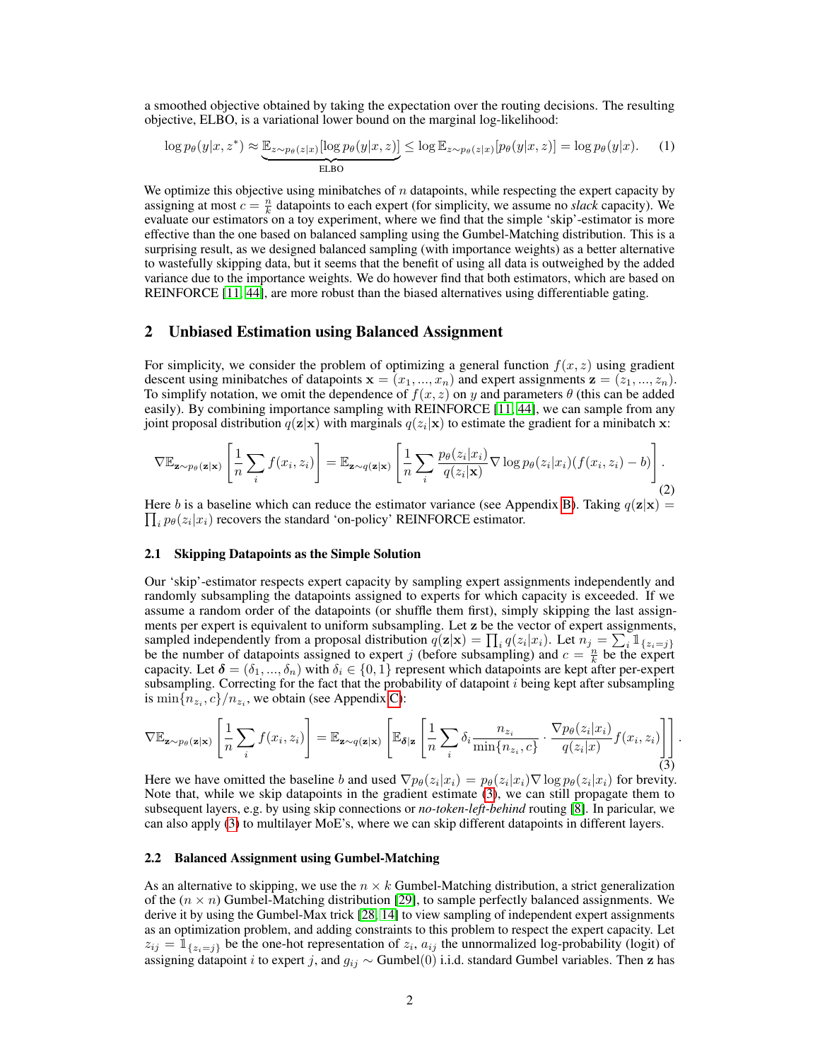a smoothed objective obtained by taking the expectation over the routing decisions. The resulting objective, ELBO, is a variational lower bound on the marginal log-likelihood:

$$\log p_\theta(y|x, z^*) \approx \underbrace{\mathbb{E}_{z\sim p_\theta(z|x)}[\log p_\theta(y|x,z)]}_{\text{ELBO}} \leq \log \mathbb{E}_{z\sim p_\theta(z|x)}[p_\theta(y|x,z)] = \log p_\theta(y|x). \quad (1)$$

We optimize this objective using minibatches of $n$ datapoints, while respecting the expert capacity by assigning at most $c = \frac{n}{k}$ datapoints to each expert (for simplicity, we assume no *slack* capacity). We evaluate our estimators on a toy experiment, where we find that the simple 'skip'-estimator is more effective than the one based on balanced sampling using the Gumbel-Matching distribution. This is a surprising result, as we designed balanced sampling (with importance weights) as a better alternative to wastefully skipping data, but it seems that the benefit of using all data is outweighed by the added variance due to the importance weights. We do however find that both estimators, which are based on REINFORCE [11, 44], are more robust than the biased alternatives using differentiable gating.

## 2 Unbiased Estimation using Balanced Assignment

For simplicity, we consider the problem of optimizing a general function $f(x, z)$ using gradient descent using minibatches of datapoints $\mathbf{x} = (x_1, ..., x_n)$ and expert assignments $\mathbf{z} = (z_1, ..., z_n)$. To simplify notation, we omit the dependence of $f(x, z)$ on $y$ and parameters $\theta$ (this can be added easily). By combining importance sampling with REINFORCE [11, 44], we can sample from any joint proposal distribution $q(\mathbf{z}|\mathbf{x})$ with marginals $q(z_i|\mathbf{x})$ to estimate the gradient for a minibatch $\mathbf{x}$:

$$\nabla \mathbb{E}_{\mathbf{z}\sim p_\theta(\mathbf{z}|\mathbf{x})}\left[\frac{1}{n}\sum_i f(x_i, z_i)\right] = \mathbb{E}_{\mathbf{z}\sim q(\mathbf{z}|\mathbf{x})}\left[\frac{1}{n}\sum_i \frac{p_\theta(z_i|x_i)}{q(z_i|\mathbf{x})}\nabla \log p_\theta(z_i|x_i)(f(x_i, z_i) - b)\right]. \quad (2)$$

Here $b$ is a baseline which can reduce the estimator variance (see Appendix B). Taking $q(\mathbf{z}|\mathbf{x}) = \prod_i p_\theta(z_i|x_i)$ recovers the standard 'on-policy' REINFORCE estimator.

### 2.1 Skipping Datapoints as the Simple Solution

Our 'skip'-estimator respects expert capacity by sampling expert assignments independently and randomly subsampling the datapoints assigned to experts for which capacity is exceeded. If we assume a random order of the datapoints (or shuffle them first), simply skipping the last assignments per expert is equivalent to uniform subsampling. Let $\mathbf{z}$ be the vector of expert assignments, sampled independently from a proposal distribution $q(\mathbf{z}|\mathbf{x}) = \prod_i q(z_i|x_i)$. Let $n_j = \sum_i \mathbb{1}_{\{z_i=j\}}$ be the number of datapoints assigned to expert $j$ (before subsampling) and $c = \frac{n}{k}$ be the expert capacity. Let $\boldsymbol{\delta} = (\delta_1, ..., \delta_n)$ with $\delta_i \in \{0, 1\}$ represent which datapoints are kept after per-expert subsampling. Correcting for the fact that the probability of datapoint $i$ being kept after subsampling is $\min\{n_{z_i}, c\}/n_{z_i}$, we obtain (see Appendix C):

$$\nabla \mathbb{E}_{\mathbf{z}\sim p_\theta(\mathbf{z}|\mathbf{x})}\left[\frac{1}{n}\sum_i f(x_i, z_i)\right] = \mathbb{E}_{\mathbf{z}\sim q(\mathbf{z}|\mathbf{x})}\left[\mathbb{E}_{\boldsymbol{\delta}|\mathbf{z}}\left[\frac{1}{n}\sum_i \delta_i \frac{n_{z_i}}{\min\{n_{z_i}, c\}} \cdot \frac{\nabla p_\theta(z_i|x_i)}{q(z_i|x)} f(x_i, z_i)\right]\right]. \quad (3)$$

Here we have omitted the baseline $b$ and used $\nabla p_\theta(z_i|x_i) = p_\theta(z_i|x_i)\nabla \log p_\theta(z_i|x_i)$ for brevity. Note that, while we skip datapoints in the gradient estimate (3), we can still propagate them to subsequent layers, e.g. by using skip connections or *no-token-left-behind* routing [8]. In paricular, we can also apply (3) to multilayer MoE's, where we can skip different datapoints in different layers.

### 2.2 Balanced Assignment using Gumbel-Matching

As an alternative to skipping, we use the $n \times k$ Gumbel-Matching distribution, a strict generalization of the $(n \times n)$ Gumbel-Matching distribution [29], to sample perfectly balanced assignments. We derive it by using the Gumbel-Max trick [28, 14] to view sampling of independent expert assignments as an optimization problem, and adding constraints to this problem to respect the expert capacity. Let $z_{ij} = \mathbb{1}_{\{z_i=j\}}$ be the one-hot representation of $z_i$, $a_{ij}$ the unnormalized log-probability (logit) of assigning datapoint $i$ to expert $j$, and $g_{ij} \sim \text{Gumbel}(0)$ i.i.d. standard Gumbel variables. Then $\mathbf{z}$ has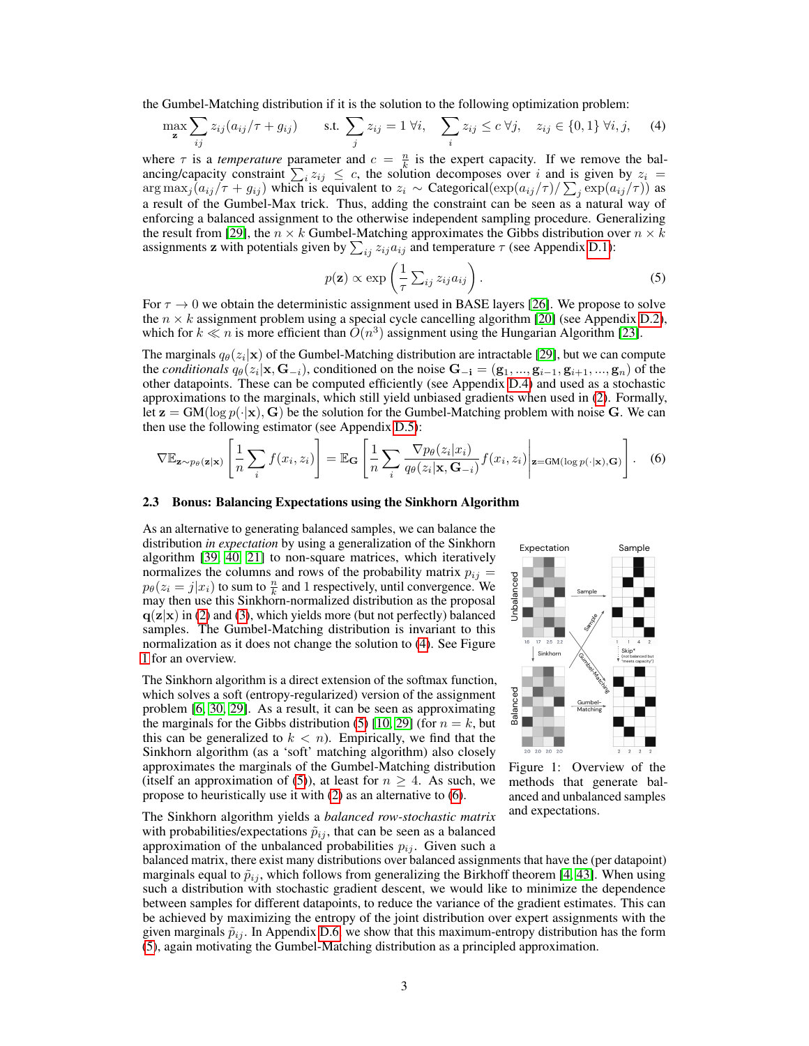the Gumbel-Matching distribution if it is the solution to the following optimization problem:

$$\max_{\mathbf{z}} \sum_{ij} z_{ij}(a_{ij}/\tau + g_{ij}) \qquad \text{s.t.} \sum_j z_{ij} = 1 \; \forall i, \quad \sum_i z_{ij} \leq c \; \forall j, \quad z_{ij} \in \{0, 1\} \; \forall i, j, \tag{4}$$

where $\tau$ is a *temperature* parameter and $c = \frac{n}{k}$ is the expert capacity. If we remove the balancing/capacity constraint $\sum_i z_{ij} \leq c$, the solution decomposes over $i$ and is given by $z_i = \arg\max_j(a_{ij}/\tau + g_{ij})$ which is equivalent to $z_i \sim \text{Categorical}(\exp(a_{ij}/\tau)/\sum_j \exp(a_{ij}/\tau))$ as a result of the Gumbel-Max trick. Thus, adding the constraint can be seen as a natural way of enforcing a balanced assignment to the otherwise independent sampling procedure. Generalizing the result from [29], the $n \times k$ Gumbel-Matching approximates the Gibbs distribution over $n \times k$ assignments $\mathbf{z}$ with potentials given by $\sum_{ij} z_{ij} a_{ij}$ and temperature $\tau$ (see Appendix D.1):

$$p(\mathbf{z}) \propto \exp\left(\frac{1}{\tau}\sum_{ij} z_{ij} a_{ij}\right). \tag{5}$$

For $\tau \to 0$ we obtain the deterministic assignment used in BASE layers [26]. We propose to solve the $n \times k$ assignment problem using a special cycle cancelling algorithm [20] (see Appendix D.2), which for $k \ll n$ is more efficient than $O(n^3)$ assignment using the Hungarian Algorithm [23].

The marginals $q_\theta(z_i|\mathbf{x})$ of the Gumbel-Matching distribution are intractable [29], but we can compute the *conditionals* $q_\theta(z_i|\mathbf{x}, \mathbf{G}_{-i})$, conditioned on the noise $\mathbf{G_{-i}} = (\mathbf{g}_1, ..., \mathbf{g}_{i-1}, \mathbf{g}_{i+1}, ..., \mathbf{g}_n)$ of the other datapoints. These can be computed efficiently (see Appendix D.4) and used as a stochastic approximations to the marginals, which still yield unbiased gradients when used in (2). Formally, let $\mathbf{z} = \text{GM}(\log p(\cdot|\mathbf{x}), \mathbf{G})$ be the solution for the Gumbel-Matching problem with noise $\mathbf{G}$. We can then use the following estimator (see Appendix D.5):

$$\nabla \mathbb{E}_{\mathbf{z} \sim p_\theta(\mathbf{z}|\mathbf{x})}\left[\frac{1}{n}\sum_i f(x_i, z_i)\right] = \mathbb{E}_{\mathbf{G}}\left[\frac{1}{n}\sum_i \frac{\nabla p_\theta(z_i|x_i)}{q_\theta(z_i|\mathbf{x}, \mathbf{G}_{-i})} f(x_i, z_i)\bigg|_{\mathbf{z}=\text{GM}(\log p(\cdot|\mathbf{x}), \mathbf{G})}\right]. \tag{6}$$

## 2.3 Bonus: Balancing Expectations using the Sinkhorn Algorithm

As an alternative to generating balanced samples, we can balance the distribution *in expectation* by using a generalization of the Sinkhorn algorithm [39, 40, 21] to non-square matrices, which iteratively normalizes the columns and rows of the probability matrix $p_{ij} = p_\theta(z_i = j|x_i)$ to sum to $\frac{n}{k}$ and 1 respectively, until convergence. We may then use this Sinkhorn-normalized distribution as the proposal $\mathbf{q}(\mathbf{z}|\mathbf{x})$ in (2) and (3), which yields more (but not perfectly) balanced samples. The Gumbel-Matching distribution is invariant to this normalization as it does not change the solution to (4). See Figure 1 for an overview.

Figure 1: Overview of the methods that generate balanced and unbalanced samples and expectations.

The Sinkhorn algorithm is a direct extension of the softmax function, which solves a soft (entropy-regularized) version of the assignment problem [6, 30, 29]. As a result, it can be seen as approximating the marginals for the Gibbs distribution (5) [10, 29] (for $n = k$, but this can be generalized to $k < n$). Empirically, we find that the Sinkhorn algorithm (as a 'soft' matching algorithm) also closely approximates the marginals of the Gumbel-Matching distribution (itself an approximation of (5)), at least for $n \geq 4$. As such, we propose to heuristically use it with (2) as an alternative to (6).

The Sinkhorn algorithm yields a *balanced row-stochastic matrix* with probabilities/expectations $\tilde{p}_{ij}$, that can be seen as a balanced approximation of the unbalanced probabilities $p_{ij}$. Given such a balanced matrix, there exist many distributions over balanced assignments that have the (per datapoint) marginals equal to $\tilde{p}_{ij}$, which follows from generalizing the Birkhoff theorem [4, 43]. When using such a distribution with stochastic gradient descent, we would like to minimize the dependence between samples for different datapoints, to reduce the variance of the gradient estimates. This can be achieved by maximizing the entropy of the joint distribution over expert assignments with the given marginals $\tilde{p}_{ij}$. In Appendix D.6 we show that this maximum-entropy distribution has the form (5), again motivating the Gumbel-Matching distribution as a principled approximation.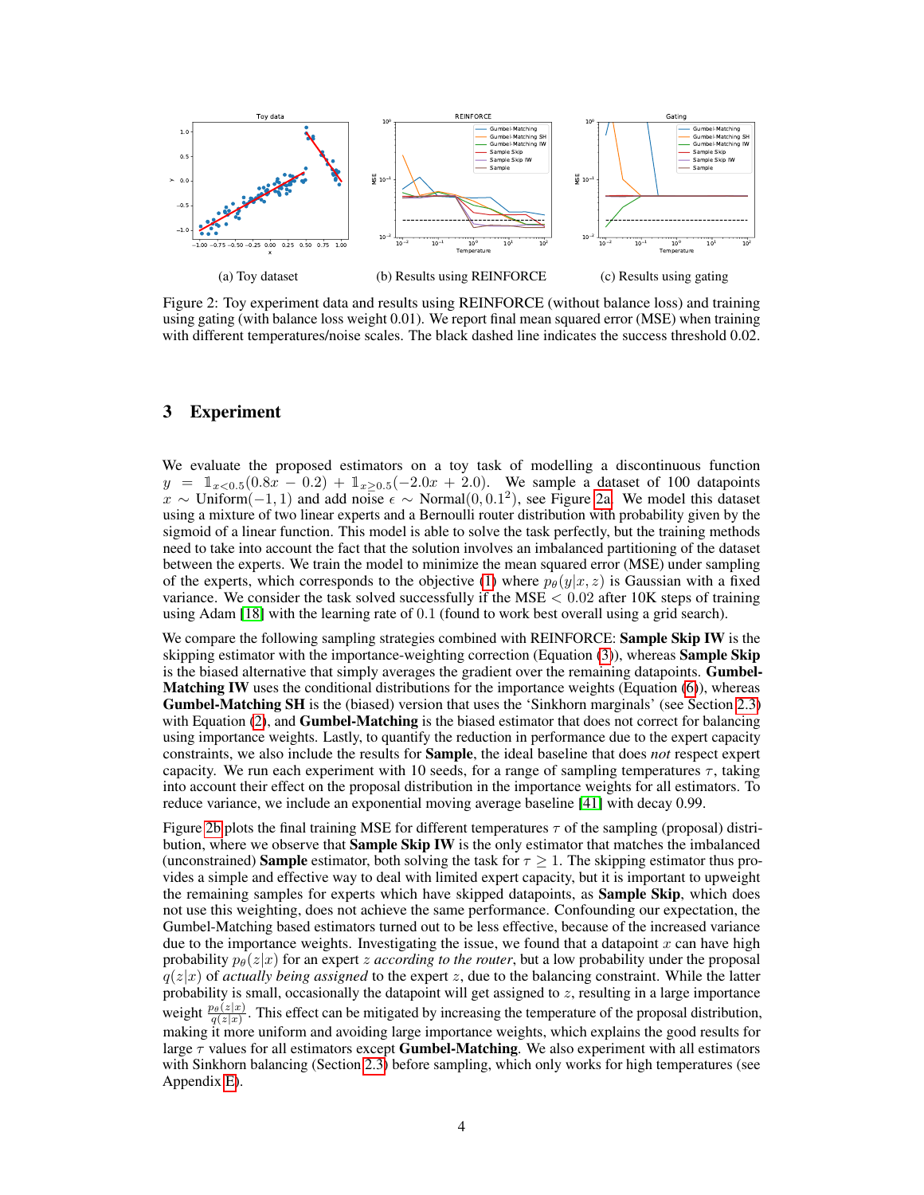(a) Toy dataset

(b) Results using REINFORCE

(c) Results using gating

Figure 2: Toy experiment data and results using REINFORCE (without balance loss) and training using gating (with balance loss weight 0.01). We report final mean squared error (MSE) when training with different temperatures/noise scales. The black dashed line indicates the success threshold 0.02.

# 3 Experiment

We evaluate the proposed estimators on a toy task of modelling a discontinuous function $y = \mathbb{1}_{x<0.5}(0.8x - 0.2) + \mathbb{1}_{x\geq 0.5}(-2.0x + 2.0)$. We sample a dataset of 100 datapoints $x \sim \text{Uniform}(-1, 1)$ and add noise $\epsilon \sim \text{Normal}(0, 0.1^2)$, see Figure 2a. We model this dataset using a mixture of two linear experts and a Bernoulli router distribution with probability given by the sigmoid of a linear function. This model is able to solve the task perfectly, but the training methods need to take into account the fact that the solution involves an imbalanced partitioning of the dataset between the experts. We train the model to minimize the mean squared error (MSE) under sampling of the experts, which corresponds to the objective (1) where $p_\theta(y|x, z)$ is Gaussian with a fixed variance. We consider the task solved successfully if the MSE $< 0.02$ after 10K steps of training using Adam [18] with the learning rate of 0.1 (found to work best overall using a grid search).

We compare the following sampling strategies combined with REINFORCE: **Sample Skip IW** is the skipping estimator with the importance-weighting correction (Equation (3)), whereas **Sample Skip** is the biased alternative that simply averages the gradient over the remaining datapoints. **Gumbel-Matching IW** uses the conditional distributions for the importance weights (Equation (6)), whereas **Gumbel-Matching SH** is the (biased) version that uses the 'Sinkhorn marginals' (see Section 2.3) with Equation (2), and **Gumbel-Matching** is the biased estimator that does not correct for balancing using importance weights. Lastly, to quantify the reduction in performance due to the expert capacity constraints, we also include the results for **Sample**, the ideal baseline that does *not* respect expert capacity. We run each experiment with 10 seeds, for a range of sampling temperatures $\tau$, taking into account their effect on the proposal distribution in the importance weights for all estimators. To reduce variance, we include an exponential moving average baseline [41] with decay 0.99.

Figure 2b plots the final training MSE for different temperatures $\tau$ of the sampling (proposal) distribution, where we observe that **Sample Skip IW** is the only estimator that matches the imbalanced (unconstrained) **Sample** estimator, both solving the task for $\tau \geq 1$. The skipping estimator thus provides a simple and effective way to deal with limited expert capacity, but it is important to upweight the remaining samples for experts which have skipped datapoints, as **Sample Skip**, which does not use this weighting, does not achieve the same performance. Confounding our expectation, the Gumbel-Matching based estimators turned out to be less effective, because of the increased variance due to the importance weights. Investigating the issue, we found that a datapoint $x$ can have high probability $p_\theta(z|x)$ for an expert $z$ *according to the router*, but a low probability under the proposal $q(z|x)$ of *actually being assigned* to the expert $z$, due to the balancing constraint. While the latter probability is small, occasionally the datapoint will get assigned to $z$, resulting in a large importance weight $\frac{p_\theta(z|x)}{q(z|x)}$. This effect can be mitigated by increasing the temperature of the proposal distribution, making it more uniform and avoiding large importance weights, which explains the good results for large $\tau$ values for all estimators except **Gumbel-Matching**. We also experiment with all estimators with Sinkhorn balancing (Section 2.3) before sampling, which only works for high temperatures (see Appendix E).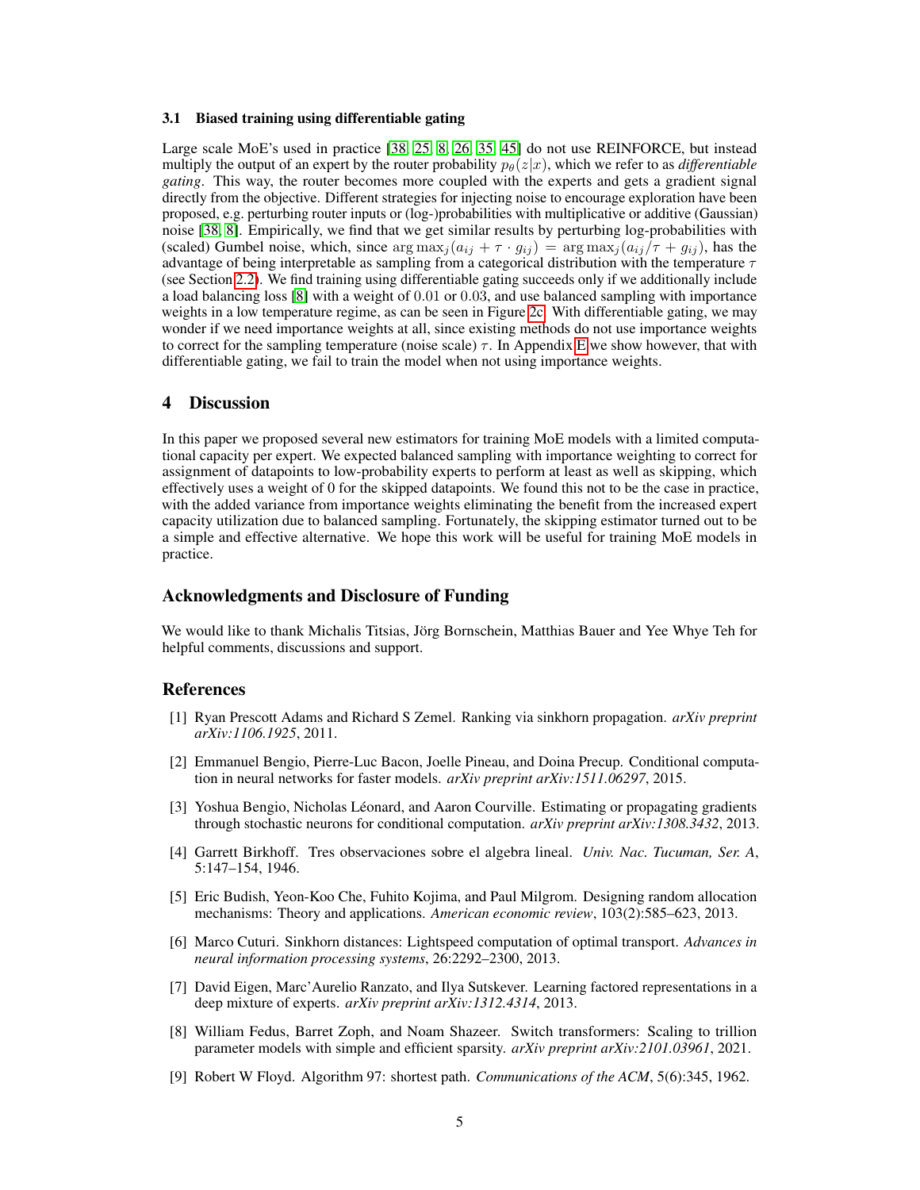### 3.1 Biased training using differentiable gating

Large scale MoE's used in practice [38, 25, 8, 26, 35, 45] do not use REINFORCE, but instead multiply the output of an expert by the router probability $p_\theta(z|x)$, which we refer to as *differentiable gating*. This way, the router becomes more coupled with the experts and gets a gradient signal directly from the objective. Different strategies for injecting noise to encourage exploration have been proposed, e.g. perturbing router inputs or (log-)probabilities with multiplicative or additive (Gaussian) noise [38, 8]. Empirically, we find that we get similar results by perturbing log-probabilities with (scaled) Gumbel noise, which, since $\arg\max_j(a_{ij} + \tau \cdot g_{ij}) = \arg\max_j(a_{ij}/\tau + g_{ij})$, has the advantage of being interpretable as sampling from a categorical distribution with the temperature $\tau$ (see Section 2.2). We find training using differentiable gating succeeds only if we additionally include a load balancing loss [8] with a weight of $0.01$ or $0.03$, and use balanced sampling with importance weights in a low temperature regime, as can be seen in Figure 2c. With differentiable gating, we may wonder if we need importance weights at all, since existing methods do not use importance weights to correct for the sampling temperature (noise scale) $\tau$. In Appendix E we show however, that with differentiable gating, we fail to train the model when not using importance weights.

## 4 Discussion

In this paper we proposed several new estimators for training MoE models with a limited computational capacity per expert. We expected balanced sampling with importance weighting to correct for assignment of datapoints to low-probability experts to perform at least as well as skipping, which effectively uses a weight of 0 for the skipped datapoints. We found this not to be the case in practice, with the added variance from importance weights eliminating the benefit from the increased expert capacity utilization due to balanced sampling. Fortunately, the skipping estimator turned out to be a simple and effective alternative. We hope this work will be useful for training MoE models in practice.

## Acknowledgments and Disclosure of Funding

We would like to thank Michalis Titsias, Jörg Bornschein, Matthias Bauer and Yee Whye Teh for helpful comments, discussions and support.

## References

[1] Ryan Prescott Adams and Richard S Zemel. Ranking via sinkhorn propagation. *arXiv preprint arXiv:1106.1925*, 2011.

[2] Emmanuel Bengio, Pierre-Luc Bacon, Joelle Pineau, and Doina Precup. Conditional computation in neural networks for faster models. *arXiv preprint arXiv:1511.06297*, 2015.

[3] Yoshua Bengio, Nicholas Léonard, and Aaron Courville. Estimating or propagating gradients through stochastic neurons for conditional computation. *arXiv preprint arXiv:1308.3432*, 2013.

[4] Garrett Birkhoff. Tres observaciones sobre el algebra lineal. *Univ. Nac. Tucuman, Ser. A*, 5:147–154, 1946.

[5] Eric Budish, Yeon-Koo Che, Fuhito Kojima, and Paul Milgrom. Designing random allocation mechanisms: Theory and applications. *American economic review*, 103(2):585–623, 2013.

[6] Marco Cuturi. Sinkhorn distances: Lightspeed computation of optimal transport. *Advances in neural information processing systems*, 26:2292–2300, 2013.

[7] David Eigen, Marc'Aurelio Ranzato, and Ilya Sutskever. Learning factored representations in a deep mixture of experts. *arXiv preprint arXiv:1312.4314*, 2013.

[8] William Fedus, Barret Zoph, and Noam Shazeer. Switch transformers: Scaling to trillion parameter models with simple and efficient sparsity. *arXiv preprint arXiv:2101.03961*, 2021.

[9] Robert W Floyd. Algorithm 97: shortest path. *Communications of the ACM*, 5(6):345, 1962.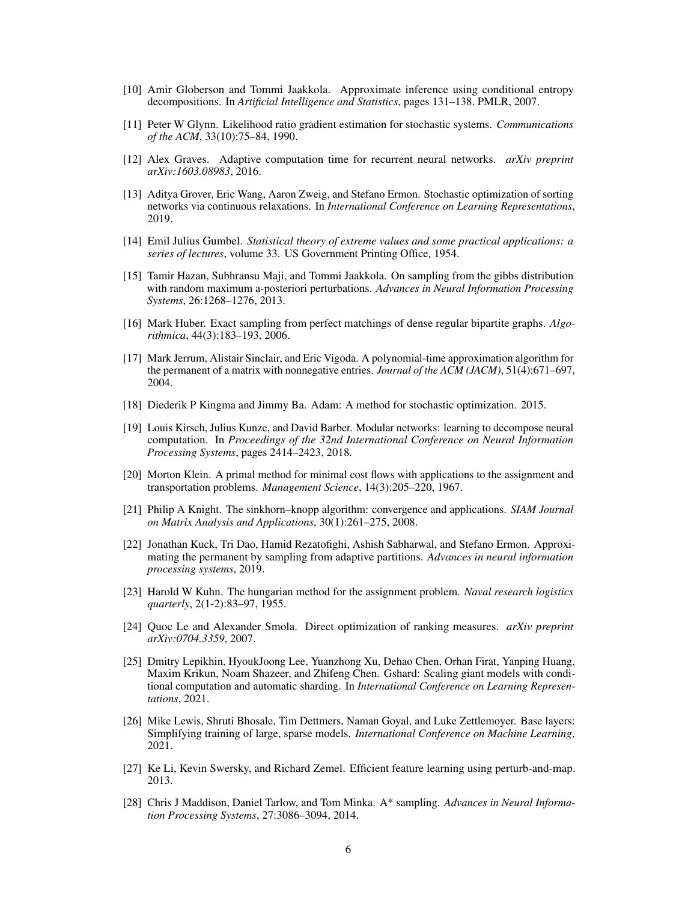[10] Amir Globerson and Tommi Jaakkola. Approximate inference using conditional entropy decompositions. In *Artificial Intelligence and Statistics*, pages 131–138. PMLR, 2007.

[11] Peter W Glynn. Likelihood ratio gradient estimation for stochastic systems. *Communications of the ACM*, 33(10):75–84, 1990.

[12] Alex Graves. Adaptive computation time for recurrent neural networks. *arXiv preprint arXiv:1603.08983*, 2016.

[13] Aditya Grover, Eric Wang, Aaron Zweig, and Stefano Ermon. Stochastic optimization of sorting networks via continuous relaxations. In *International Conference on Learning Representations*, 2019.

[14] Emil Julius Gumbel. *Statistical theory of extreme values and some practical applications: a series of lectures*, volume 33. US Government Printing Office, 1954.

[15] Tamir Hazan, Subhransu Maji, and Tommi Jaakkola. On sampling from the gibbs distribution with random maximum a-posteriori perturbations. *Advances in Neural Information Processing Systems*, 26:1268–1276, 2013.

[16] Mark Huber. Exact sampling from perfect matchings of dense regular bipartite graphs. *Algorithmica*, 44(3):183–193, 2006.

[17] Mark Jerrum, Alistair Sinclair, and Eric Vigoda. A polynomial-time approximation algorithm for the permanent of a matrix with nonnegative entries. *Journal of the ACM (JACM)*, 51(4):671–697, 2004.

[18] Diederik P Kingma and Jimmy Ba. Adam: A method for stochastic optimization. 2015.

[19] Louis Kirsch, Julius Kunze, and David Barber. Modular networks: learning to decompose neural computation. In *Proceedings of the 32nd International Conference on Neural Information Processing Systems*, pages 2414–2423, 2018.

[20] Morton Klein. A primal method for minimal cost flows with applications to the assignment and transportation problems. *Management Science*, 14(3):205–220, 1967.

[21] Philip A Knight. The sinkhorn–knopp algorithm: convergence and applications. *SIAM Journal on Matrix Analysis and Applications*, 30(1):261–275, 2008.

[22] Jonathan Kuck, Tri Dao, Hamid Rezatofighi, Ashish Sabharwal, and Stefano Ermon. Approximating the permanent by sampling from adaptive partitions. *Advances in neural information processing systems*, 2019.

[23] Harold W Kuhn. The hungarian method for the assignment problem. *Naval research logistics quarterly*, 2(1-2):83–97, 1955.

[24] Quoc Le and Alexander Smola. Direct optimization of ranking measures. *arXiv preprint arXiv:0704.3359*, 2007.

[25] Dmitry Lepikhin, HyoukJoong Lee, Yuanzhong Xu, Dehao Chen, Orhan Firat, Yanping Huang, Maxim Krikun, Noam Shazeer, and Zhifeng Chen. Gshard: Scaling giant models with conditional computation and automatic sharding. In *International Conference on Learning Representations*, 2021.

[26] Mike Lewis, Shruti Bhosale, Tim Dettmers, Naman Goyal, and Luke Zettlemoyer. Base layers: Simplifying training of large, sparse models. *International Conference on Machine Learning*, 2021.

[27] Ke Li, Kevin Swersky, and Richard Zemel. Efficient feature learning using perturb-and-map. 2013.

[28] Chris J Maddison, Daniel Tarlow, and Tom Minka. A* sampling. *Advances in Neural Information Processing Systems*, 27:3086–3094, 2014.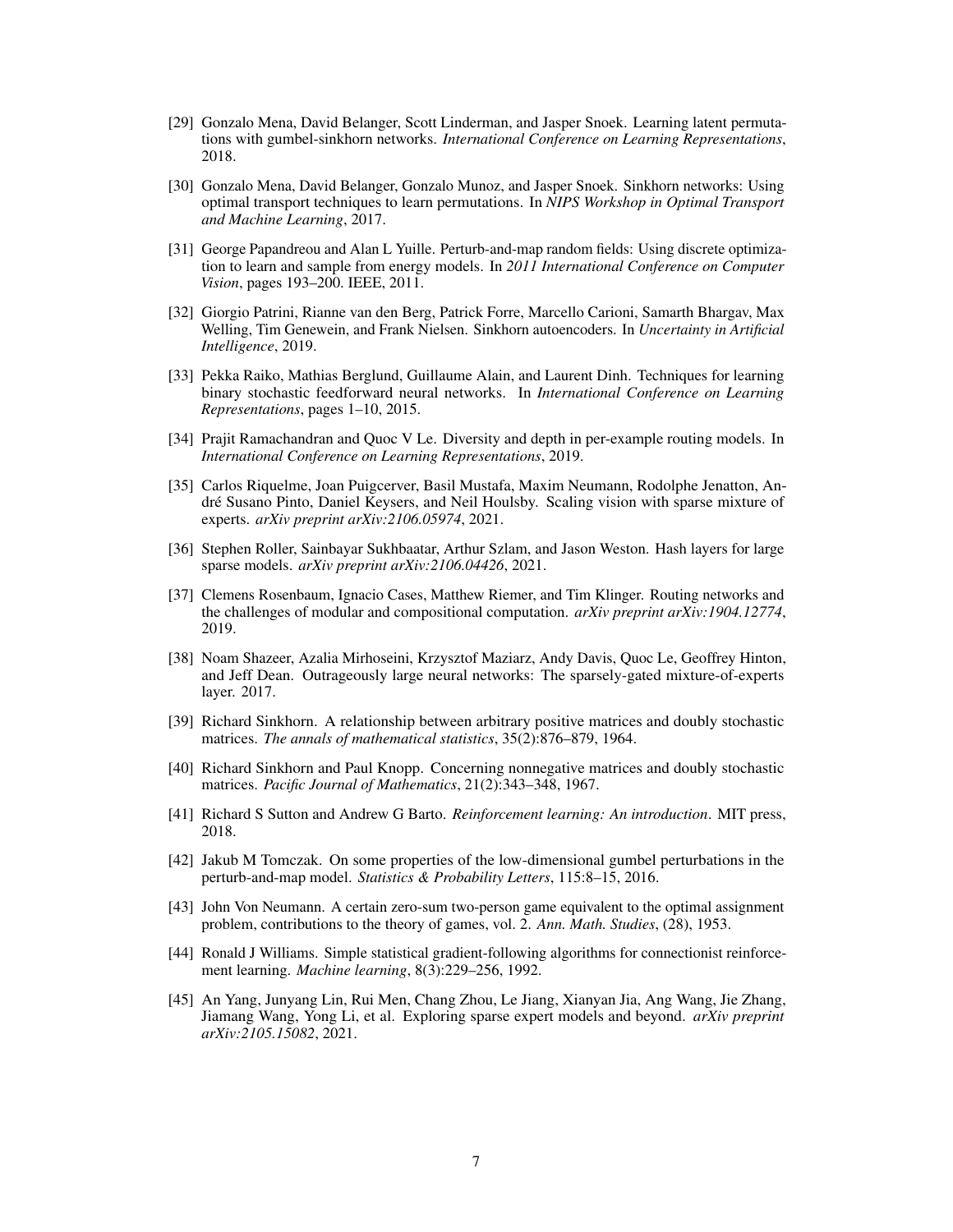[29] Gonzalo Mena, David Belanger, Scott Linderman, and Jasper Snoek. Learning latent permutations with gumbel-sinkhorn networks. *International Conference on Learning Representations*, 2018.

[30] Gonzalo Mena, David Belanger, Gonzalo Munoz, and Jasper Snoek. Sinkhorn networks: Using optimal transport techniques to learn permutations. In *NIPS Workshop in Optimal Transport and Machine Learning*, 2017.

[31] George Papandreou and Alan L Yuille. Perturb-and-map random fields: Using discrete optimization to learn and sample from energy models. In *2011 International Conference on Computer Vision*, pages 193–200. IEEE, 2011.

[32] Giorgio Patrini, Rianne van den Berg, Patrick Forre, Marcello Carioni, Samarth Bhargav, Max Welling, Tim Genewein, and Frank Nielsen. Sinkhorn autoencoders. In *Uncertainty in Artificial Intelligence*, 2019.

[33] Pekka Raiko, Mathias Berglund, Guillaume Alain, and Laurent Dinh. Techniques for learning binary stochastic feedforward neural networks. In *International Conference on Learning Representations*, pages 1–10, 2015.

[34] Prajit Ramachandran and Quoc V Le. Diversity and depth in per-example routing models. In *International Conference on Learning Representations*, 2019.

[35] Carlos Riquelme, Joan Puigcerver, Basil Mustafa, Maxim Neumann, Rodolphe Jenatton, André Susano Pinto, Daniel Keysers, and Neil Houlsby. Scaling vision with sparse mixture of experts. *arXiv preprint arXiv:2106.05974*, 2021.

[36] Stephen Roller, Sainbayar Sukhbaatar, Arthur Szlam, and Jason Weston. Hash layers for large sparse models. *arXiv preprint arXiv:2106.04426*, 2021.

[37] Clemens Rosenbaum, Ignacio Cases, Matthew Riemer, and Tim Klinger. Routing networks and the challenges of modular and compositional computation. *arXiv preprint arXiv:1904.12774*, 2019.

[38] Noam Shazeer, Azalia Mirhoseini, Krzysztof Maziarz, Andy Davis, Quoc Le, Geoffrey Hinton, and Jeff Dean. Outrageously large neural networks: The sparsely-gated mixture-of-experts layer. 2017.

[39] Richard Sinkhorn. A relationship between arbitrary positive matrices and doubly stochastic matrices. *The annals of mathematical statistics*, 35(2):876–879, 1964.

[40] Richard Sinkhorn and Paul Knopp. Concerning nonnegative matrices and doubly stochastic matrices. *Pacific Journal of Mathematics*, 21(2):343–348, 1967.

[41] Richard S Sutton and Andrew G Barto. *Reinforcement learning: An introduction*. MIT press, 2018.

[42] Jakub M Tomczak. On some properties of the low-dimensional gumbel perturbations in the perturb-and-map model. *Statistics & Probability Letters*, 115:8–15, 2016.

[43] John Von Neumann. A certain zero-sum two-person game equivalent to the optimal assignment problem, contributions to the theory of games, vol. 2. *Ann. Math. Studies*, (28), 1953.

[44] Ronald J Williams. Simple statistical gradient-following algorithms for connectionist reinforcement learning. *Machine learning*, 8(3):229–256, 1992.

[45] An Yang, Junyang Lin, Rui Men, Chang Zhou, Le Jiang, Xianyan Jia, Ang Wang, Jie Zhang, Jiamang Wang, Yong Li, et al. Exploring sparse expert models and beyond. *arXiv preprint arXiv:2105.15082*, 2021.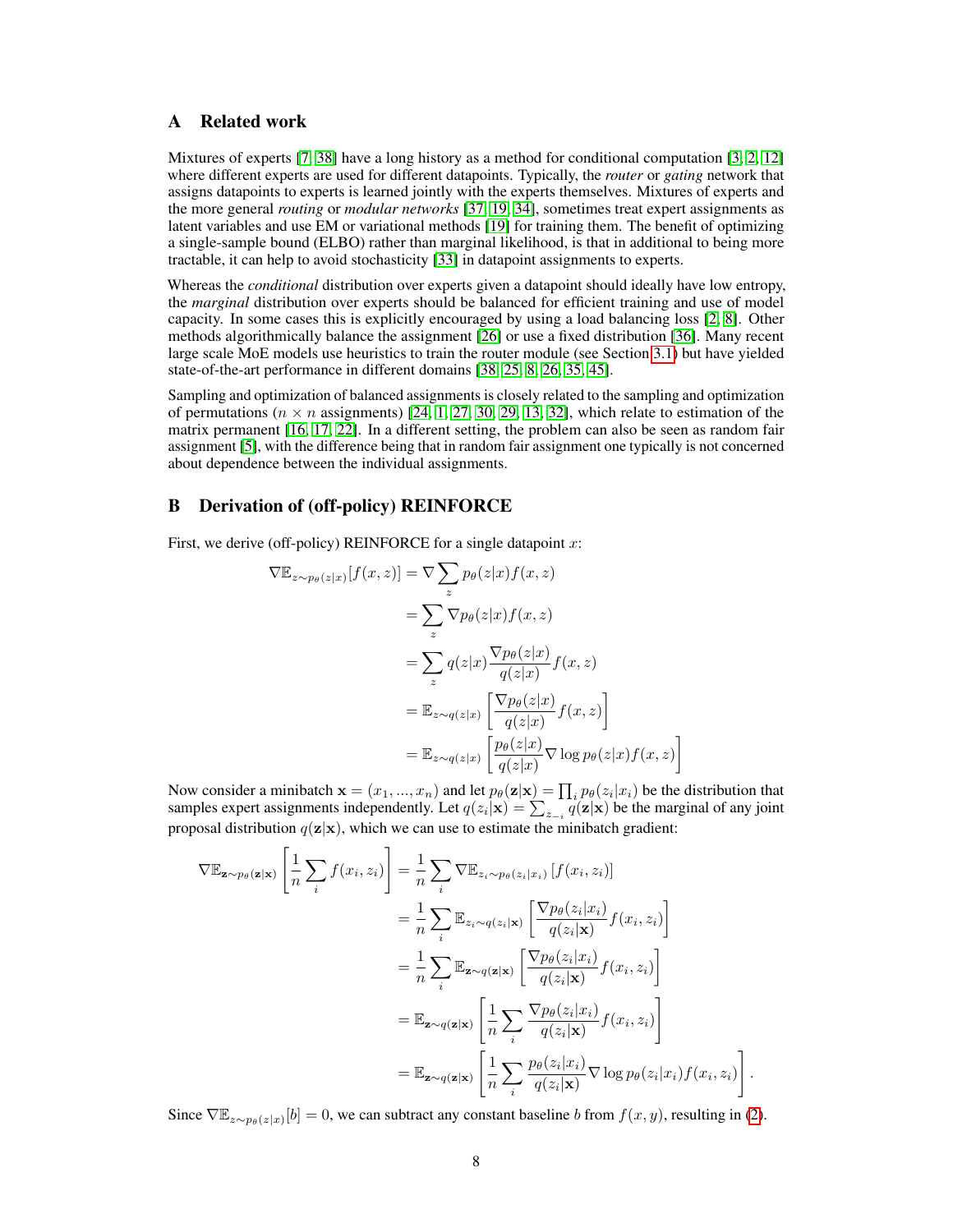## A Related work

Mixtures of experts [7, 38] have a long history as a method for conditional computation [3, 2, 12] where different experts are used for different datapoints. Typically, the *router* or *gating* network that assigns datapoints to experts is learned jointly with the experts themselves. Mixtures of experts and the more general *routing* or *modular networks* [37, 19, 34], sometimes treat expert assignments as latent variables and use EM or variational methods [19] for training them. The benefit of optimizing a single-sample bound (ELBO) rather than marginal likelihood, is that in additional to being more tractable, it can help to avoid stochasticity [33] in datapoint assignments to experts.

Whereas the *conditional* distribution over experts given a datapoint should ideally have low entropy, the *marginal* distribution over experts should be balanced for efficient training and use of model capacity. In some cases this is explicitly encouraged by using a load balancing loss [2, 8]. Other methods algorithmically balance the assignment [26] or use a fixed distribution [36]. Many recent large scale MoE models use heuristics to train the router module (see Section 3.1) but have yielded state-of-the-art performance in different domains [38, 25, 8, 26, 35, 45].

Sampling and optimization of balanced assignments is closely related to the sampling and optimization of permutations ($n \times n$ assignments) [24, 1, 27, 30, 29, 13, 32], which relate to estimation of the matrix permanent [16, 17, 22]. In a different setting, the problem can also be seen as random fair assignment [5], with the difference being that in random fair assignment one typically is not concerned about dependence between the individual assignments.

## B Derivation of (off-policy) REINFORCE

First, we derive (off-policy) REINFORCE for a single datapoint $x$:

$$
\begin{aligned}
\nabla \mathbb{E}_{z \sim p_\theta(z|x)}[f(x,z)] &= \nabla \sum_z p_\theta(z|x) f(x,z) \\
&= \sum_z \nabla p_\theta(z|x) f(x,z) \\
&= \sum_z q(z|x) \frac{\nabla p_\theta(z|x)}{q(z|x)} f(x,z) \\
&= \mathbb{E}_{z \sim q(z|x)} \left[ \frac{\nabla p_\theta(z|x)}{q(z|x)} f(x,z) \right] \\
&= \mathbb{E}_{z \sim q(z|x)} \left[ \frac{p_\theta(z|x)}{q(z|x)} \nabla \log p_\theta(z|x) f(x,z) \right]
\end{aligned}
$$

Now consider a minibatch $\mathbf{x} = (x_1, ..., x_n)$ and let $p_\theta(\mathbf{z}|\mathbf{x}) = \prod_i p_\theta(z_i|x_i)$ be the distribution that samples expert assignments independently. Let $q(z_i|\mathbf{x}) = \sum_{z_{-i}} q(\mathbf{z}|\mathbf{x})$ be the marginal of any joint proposal distribution $q(\mathbf{z}|\mathbf{x})$, which we can use to estimate the minibatch gradient:

$$
\begin{aligned}
\nabla \mathbb{E}_{\mathbf{z} \sim p_\theta(\mathbf{z}|\mathbf{x})} \left[ \frac{1}{n} \sum_i f(x_i, z_i) \right] &= \frac{1}{n} \sum_i \nabla \mathbb{E}_{z_i \sim p_\theta(z_i|x_i)} \left[ f(x_i, z_i) \right] \\
&= \frac{1}{n} \sum_i \mathbb{E}_{z_i \sim q(z_i|\mathbf{x})} \left[ \frac{\nabla p_\theta(z_i|x_i)}{q(z_i|\mathbf{x})} f(x_i, z_i) \right] \\
&= \frac{1}{n} \sum_i \mathbb{E}_{\mathbf{z} \sim q(\mathbf{z}|\mathbf{x})} \left[ \frac{\nabla p_\theta(z_i|x_i)}{q(z_i|\mathbf{x})} f(x_i, z_i) \right] \\
&= \mathbb{E}_{\mathbf{z} \sim q(\mathbf{z}|\mathbf{x})} \left[ \frac{1}{n} \sum_i \frac{\nabla p_\theta(z_i|x_i)}{q(z_i|\mathbf{x})} f(x_i, z_i) \right] \\
&= \mathbb{E}_{\mathbf{z} \sim q(\mathbf{z}|\mathbf{x})} \left[ \frac{1}{n} \sum_i \frac{p_\theta(z_i|x_i)}{q(z_i|\mathbf{x})} \nabla \log p_\theta(z_i|x_i) f(x_i, z_i) \right].
\end{aligned}
$$

Since $\nabla \mathbb{E}_{z \sim p_\theta(z|x)}[b] = 0$, we can subtract any constant baseline $b$ from $f(x, y)$, resulting in (2).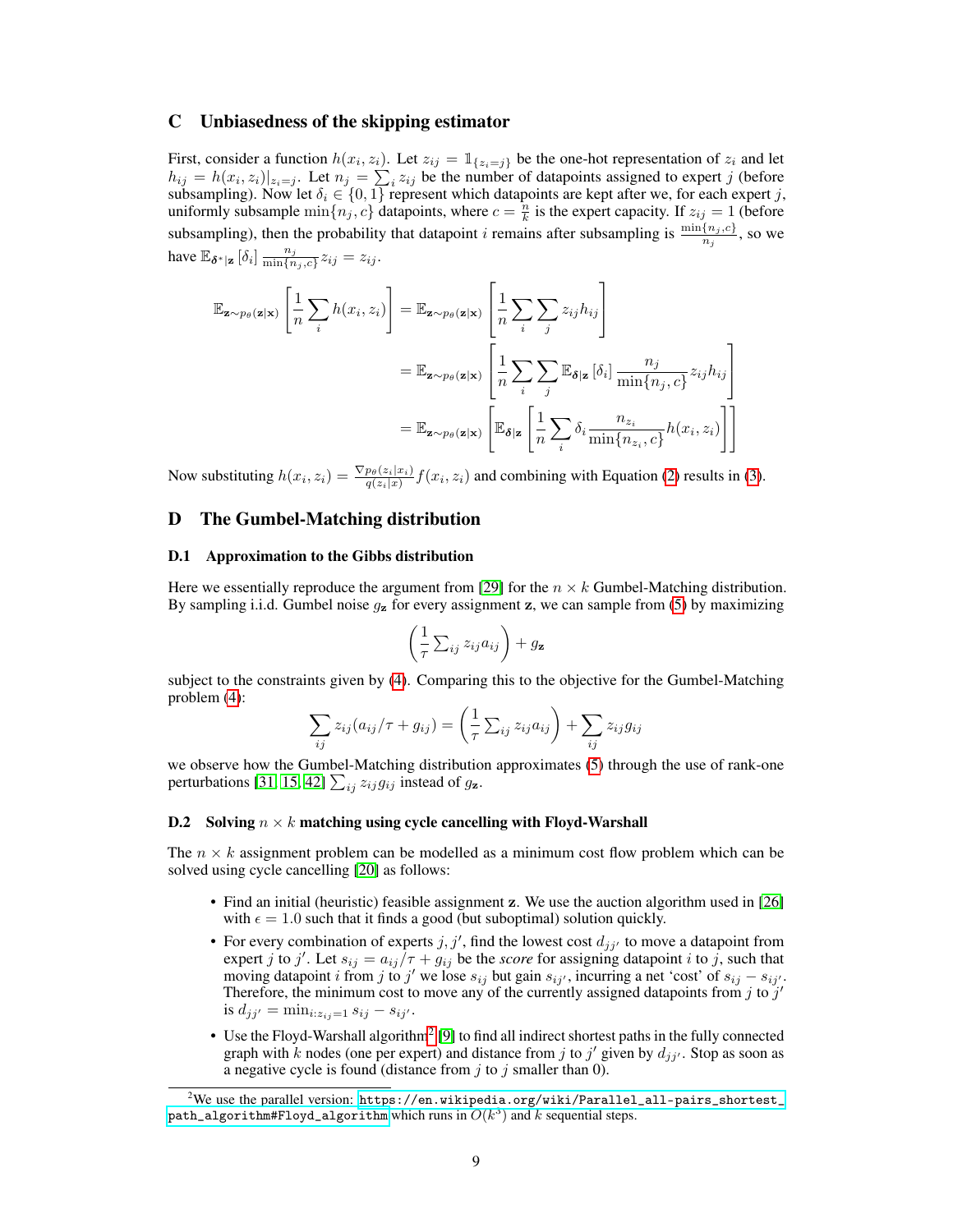# C Unbiasedness of the skipping estimator

First, consider a function $h(x_i, z_i)$. Let $z_{ij} = \mathbb{1}_{\{z_i=j\}}$ be the one-hot representation of $z_i$ and let $h_{ij} = h(x_i, z_i)|_{z_i=j}$. Let $n_j = \sum_i z_{ij}$ be the number of datapoints assigned to expert $j$ (before subsampling). Now let $\delta_i \in \{0, 1\}$ represent which datapoints are kept after we, for each expert $j$, uniformly subsample $\min\{n_j, c\}$ datapoints, where $c = \frac{n}{k}$ is the expert capacity. If $z_{ij} = 1$ (before subsampling), then the probability that datapoint $i$ remains after subsampling is $\frac{\min\{n_j,c\}}{n_j}$, so we have $\mathbb{E}_{\boldsymbol{\delta}^*|\mathbf{z}}[\delta_i] \frac{n_j}{\min\{n_j,c\}} z_{ij} = z_{ij}$.

$$
\begin{aligned}
\mathbb{E}_{\mathbf{z}\sim p_\theta(\mathbf{z}|\mathbf{x})}\left[\frac{1}{n}\sum_i h(x_i, z_i)\right] &= \mathbb{E}_{\mathbf{z}\sim p_\theta(\mathbf{z}|\mathbf{x})}\left[\frac{1}{n}\sum_i \sum_j z_{ij} h_{ij}\right] \\
&= \mathbb{E}_{\mathbf{z}\sim p_\theta(\mathbf{z}|\mathbf{x})}\left[\frac{1}{n}\sum_i \sum_j \mathbb{E}_{\boldsymbol{\delta}|\mathbf{z}}[\delta_i] \frac{n_j}{\min\{n_j, c\}} z_{ij} h_{ij}\right] \\
&= \mathbb{E}_{\mathbf{z}\sim p_\theta(\mathbf{z}|\mathbf{x})}\left[\mathbb{E}_{\boldsymbol{\delta}|\mathbf{z}}\left[\frac{1}{n}\sum_i \delta_i \frac{n_{z_i}}{\min\{n_{z_i}, c\}} h(x_i, z_i)\right]\right]
\end{aligned}
$$

Now substituting $h(x_i, z_i) = \frac{\nabla p_\theta(z_i|x_i)}{q(z_i|x)} f(x_i, z_i)$ and combining with Equation (2) results in (3).

# D The Gumbel-Matching distribution

## D.1 Approximation to the Gibbs distribution

Here we essentially reproduce the argument from [29] for the $n \times k$ Gumbel-Matching distribution. By sampling i.i.d. Gumbel noise $g_{\mathbf{z}}$ for every assignment $\mathbf{z}$, we can sample from (5) by maximizing

$$
\left(\frac{1}{\tau}\sum_{ij} z_{ij} a_{ij}\right) + g_{\mathbf{z}}
$$

subject to the constraints given by (4). Comparing this to the objective for the Gumbel-Matching problem (4):

$$
\sum_{ij} z_{ij}(a_{ij}/\tau + g_{ij}) = \left(\frac{1}{\tau}\sum_{ij} z_{ij} a_{ij}\right) + \sum_{ij} z_{ij} g_{ij}
$$

we observe how the Gumbel-Matching distribution approximates (5) through the use of rank-one perturbations [31, 15, 42] $\sum_{ij} z_{ij} g_{ij}$ instead of $g_{\mathbf{z}}$.

## D.2 Solving $n \times k$ matching using cycle cancelling with Floyd-Warshall

The $n \times k$ assignment problem can be modelled as a minimum cost flow problem which can be solved using cycle cancelling [20] as follows:

- Find an initial (heuristic) feasible assignment $\mathbf{z}$. We use the auction algorithm used in [26] with $\epsilon = 1.0$ such that it finds a good (but suboptimal) solution quickly.
- For every combination of experts $j, j'$, find the lowest cost $d_{jj'}$ to move a datapoint from expert $j$ to $j'$. Let $s_{ij} = a_{ij}/\tau + g_{ij}$ be the *score* for assigning datapoint $i$ to $j$, such that moving datapoint $i$ from $j$ to $j'$ we lose $s_{ij}$ but gain $s_{ij'}$, incurring a net 'cost' of $s_{ij} - s_{ij'}$. Therefore, the minimum cost to move any of the currently assigned datapoints from $j$ to $j'$ is $d_{jj'} = \min_{i:z_{ij}=1} s_{ij} - s_{ij'}$.
- Use the Floyd-Warshall algorithm[2] [9] to find all indirect shortest paths in the fully connected graph with $k$ nodes (one per expert) and distance from $j$ to $j'$ given by $d_{jj'}$. Stop as soon as a negative cycle is found (distance from $j$ to $j$ smaller than 0).

[2] We use the parallel version: https://en.wikipedia.org/wiki/Parallel_all-pairs_shortest_path_algorithm#Floyd_algorithm which runs in $O(k^3)$ and $k$ sequential steps.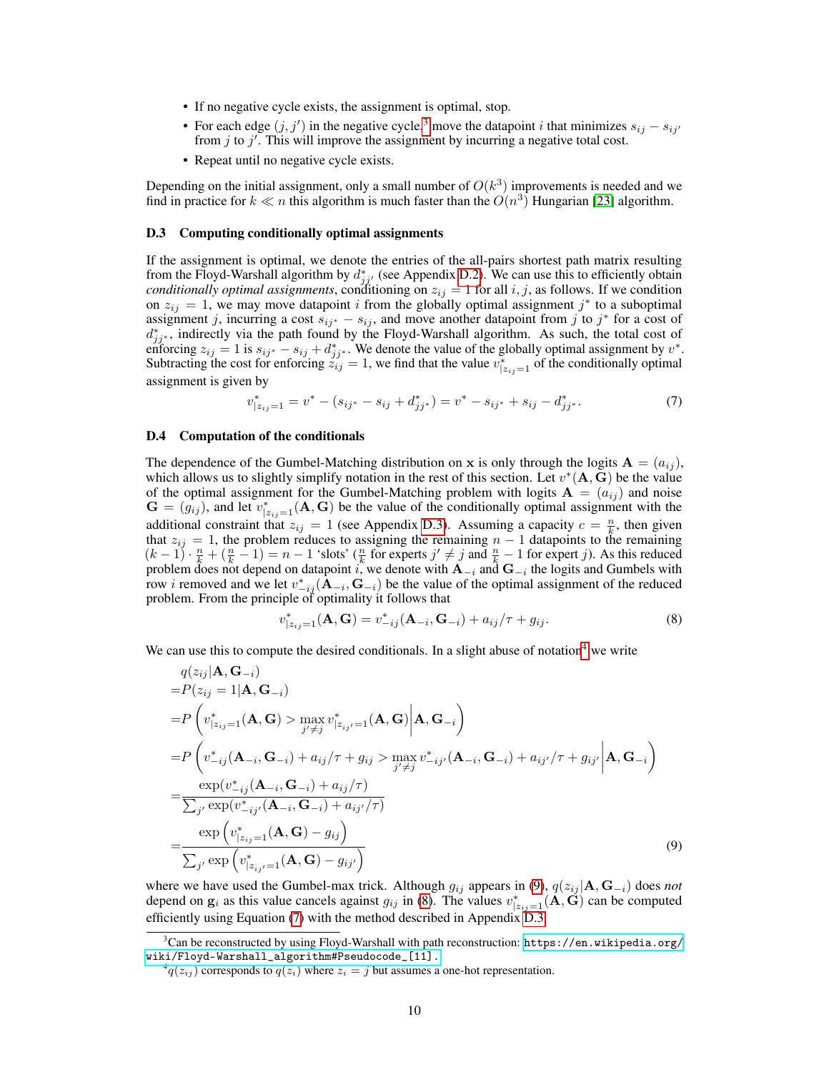- If no negative cycle exists, the assignment is optimal, stop.
- For each edge $(j, j')$ in the negative cycle,[3] move the datapoint $i$ that minimizes $s_{ij} - s_{ij'}$ from $j$ to $j'$. This will improve the assignment by incurring a negative total cost.
- Repeat until no negative cycle exists.

Depending on the initial assignment, only a small number of $O(k^3)$ improvements is needed and we find in practice for $k \ll n$ this algorithm is much faster than the $O(n^3)$ Hungarian [23] algorithm.

### D.3 Computing conditionally optimal assignments

If the assignment is optimal, we denote the entries of the all-pairs shortest path matrix resulting from the Floyd-Warshall algorithm by $d^*_{jj'}$ (see Appendix D.2). We can use this to efficiently obtain *conditionally optimal assignments*, conditioning on $z_{ij} = 1$ for all $i, j$, as follows. If we condition on $z_{ij} = 1$, we may move datapoint $i$ from the globally optimal assignment $j^*$ to a suboptimal assignment $j$, incurring a cost $s_{ij^*} - s_{ij}$, and move another datapoint from $j$ to $j^*$ for a cost of $d^*_{jj^*}$, indirectly via the path found by the Floyd-Warshall algorithm. As such, the total cost of enforcing $z_{ij} = 1$ is $s_{ij^*} - s_{ij} + d^*_{jj^*}$. We denote the value of the globally optimal assignment by $v^*$. Subtracting the cost for enforcing $z_{ij} = 1$, we find that the value $v^*_{|z_{ij}=1}$ of the conditionally optimal assignment is given by

$$v^*_{|z_{ij}=1} = v^* - (s_{ij^*} - s_{ij} + d^*_{jj^*}) = v^* - s_{ij^*} + s_{ij} - d^*_{jj^*}. \tag{7}$$

### D.4 Computation of the conditionals

The dependence of the Gumbel-Matching distribution on $\mathbf{x}$ is only through the logits $\mathbf{A} = (a_{ij})$, which allows us to slightly simplify notation in the rest of this section. Let $v^*(\mathbf{A}, \mathbf{G})$ be the value of the optimal assignment for the Gumbel-Matching problem with logits $\mathbf{A} = (a_{ij})$ and noise $\mathbf{G} = (g_{ij})$, and let $v^*_{|z_{ij}=1}(\mathbf{A}, \mathbf{G})$ be the value of the conditionally optimal assignment with the additional constraint that $z_{ij} = 1$ (see Appendix D.3). Assuming a capacity $c = \frac{n}{k}$, then given that $z_{ij} = 1$, the problem reduces to assigning the remaining $n - 1$ datapoints to the remaining $(k-1) \cdot \frac{n}{k} + (\frac{n}{k} - 1) = n - 1$ 'slots' ($\frac{n}{k}$ for experts $j' \neq j$ and $\frac{n}{k} - 1$ for expert $j$). As this reduced problem does not depend on datapoint $i$, we denote with $\mathbf{A}_{-i}$ and $\mathbf{G}_{-i}$ the logits and Gumbels with row $i$ removed and we let $v^*_{-ij}(\mathbf{A}_{-i}, \mathbf{G}_{-i})$ be the value of the optimal assignment of the reduced problem. From the principle of optimality it follows that

$$v^*_{|z_{ij}=1}(\mathbf{A}, \mathbf{G}) = v^*_{-ij}(\mathbf{A}_{-i}, \mathbf{G}_{-i}) + a_{ij}/\tau + g_{ij}. \tag{8}$$

We can use this to compute the desired conditionals. In a slight abuse of notation[4] we write

$$\begin{aligned}
&q(z_{ij}|\mathbf{A}, \mathbf{G}_{-i}) \\
=&P(z_{ij} = 1|\mathbf{A}, \mathbf{G}_{-i}) \\
=&P\left(v^*_{|z_{ij}=1}(\mathbf{A}, \mathbf{G}) > \max_{j' \neq j} v^*_{|z_{ij'}=1}(\mathbf{A}, \mathbf{G}) \middle| \mathbf{A}, \mathbf{G}_{-i}\right) \\
=&P\left(v^*_{-ij}(\mathbf{A}_{-i}, \mathbf{G}_{-i}) + a_{ij}/\tau + g_{ij} > \max_{j' \neq j} v^*_{-ij'}(\mathbf{A}_{-i}, \mathbf{G}_{-i}) + a_{ij'}/\tau + g_{ij'} \middle| \mathbf{A}, \mathbf{G}_{-i}\right) \\
=&\frac{\exp(v^*_{-ij}(\mathbf{A}_{-i}, \mathbf{G}_{-i}) + a_{ij}/\tau)}{\sum_{j'} \exp(v^*_{-ij'}(\mathbf{A}_{-i}, \mathbf{G}_{-i}) + a_{ij'}/\tau)} \\
=&\frac{\exp\left(v^*_{|z_{ij}=1}(\mathbf{A}, \mathbf{G}) - g_{ij}\right)}{\sum_{j'} \exp\left(v^*_{|z_{ij'}=1}(\mathbf{A}, \mathbf{G}) - g_{ij'}\right)}
\end{aligned} \tag{9}$$

where we have used the Gumbel-max trick. Although $g_{ij}$ appears in (9), $q(z_{ij}|\mathbf{A}, \mathbf{G}_{-i})$ does *not* depend on $\mathbf{g}_i$ as this value cancels against $g_{ij}$ in (8). The values $v^*_{|z_{ij}=1}(\mathbf{A}, \mathbf{G})$ can be computed efficiently using Equation (7) with the method described in Appendix D.3.

[3] Can be reconstructed by using Floyd-Warshall with path reconstruction: https://en.wikipedia.org/wiki/Floyd-Warshall_algorithm#Pseudocode_[11].

[4] $q(z_{ij})$ corresponds to $q(z_i)$ where $z_i = j$ but assumes a one-hot representation.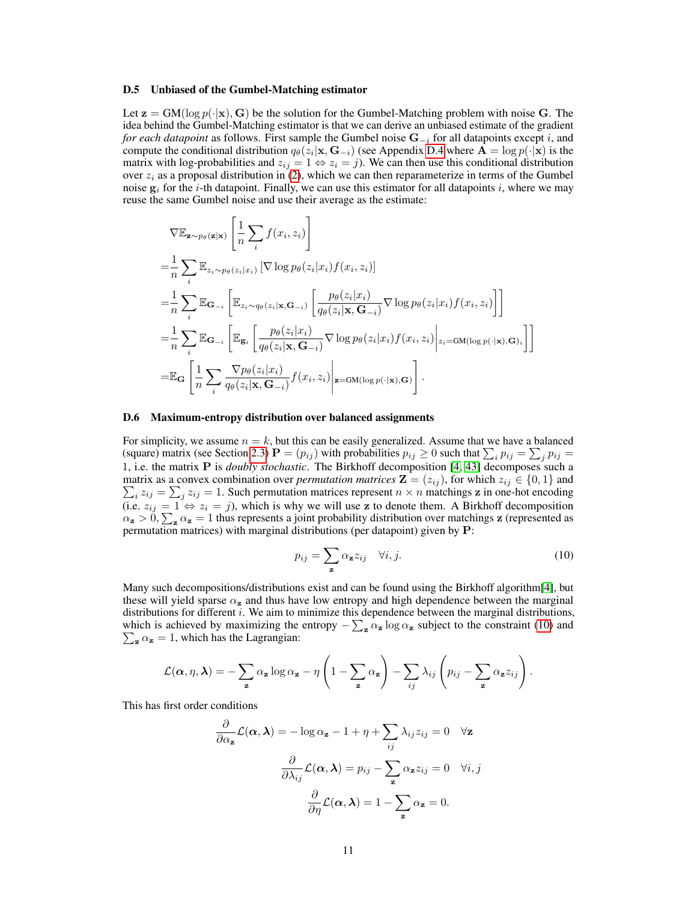### D.5 Unbiased of the Gumbel-Matching estimator

Let $\mathbf{z} = \text{GM}(\log p(\cdot|\mathbf{x}), \mathbf{G})$ be the solution for the Gumbel-Matching problem with noise $\mathbf{G}$. The idea behind the Gumbel-Matching estimator is that we can derive an unbiased estimate of the gradient *for each datapoint* as follows. First sample the Gumbel noise $\mathbf{G}_{-i}$ for all datapoints except $i$, and compute the conditional distribution $q_\theta(z_i|\mathbf{x}, \mathbf{G}_{-i})$ (see Appendix D.4 where $\mathbf{A} = \log p(\cdot|\mathbf{x})$ is the matrix with log-probabilities and $z_{ij} = 1 \Leftrightarrow z_i = j$). We can then use this conditional distribution over $z_i$ as a proposal distribution in (2), which we can then reparameterize in terms of the Gumbel noise $\mathbf{g}_i$ for the $i$-th datapoint. Finally, we can use this estimator for all datapoints $i$, where we may reuse the same Gumbel noise and use their average as the estimate:

$$
\begin{aligned}
&\nabla \mathbb{E}_{\mathbf{z} \sim p_\theta(\mathbf{z}|\mathbf{x})} \left[ \frac{1}{n} \sum_i f(x_i, z_i) \right] \\
=& \frac{1}{n} \sum_i \mathbb{E}_{z_i \sim p_\theta(z_i|x_i)} \left[ \nabla \log p_\theta(z_i|x_i) f(x_i, z_i) \right] \\
=& \frac{1}{n} \sum_i \mathbb{E}_{\mathbf{G}_{-i}} \left[ \mathbb{E}_{z_i \sim q_\theta(z_i|\mathbf{x}, \mathbf{G}_{-i})} \left[ \frac{p_\theta(z_i|x_i)}{q_\theta(z_i|\mathbf{x}, \mathbf{G}_{-i})} \nabla \log p_\theta(z_i|x_i) f(x_i, z_i) \right] \right] \\
=& \frac{1}{n} \sum_i \mathbb{E}_{\mathbf{G}_{-i}} \left[ \mathbb{E}_{\mathbf{g}_i} \left[ \frac{p_\theta(z_i|x_i)}{q_\theta(z_i|\mathbf{x}, \mathbf{G}_{-i})} \nabla \log p_\theta(z_i|x_i) f(x_i, z_i) \bigg|_{z_i = \text{GM}(\log p(\cdot|\mathbf{x}), \mathbf{G})_i} \right] \right] \\
=& \mathbb{E}_{\mathbf{G}} \left[ \frac{1}{n} \sum_i \frac{\nabla p_\theta(z_i|x_i)}{q_\theta(z_i|\mathbf{x}, \mathbf{G}_{-i})} f(x_i, z_i) \bigg|_{\mathbf{z} = \text{GM}(\log p(\cdot|\mathbf{x}), \mathbf{G})} \right].
\end{aligned}
$$

### D.6 Maximum-entropy distribution over balanced assignments

For simplicity, we assume $n = k$, but this can be easily generalized. Assume that we have a balanced (square) matrix (see Section 2.3) $\mathbf{P} = (p_{ij})$ with probabilities $p_{ij} \geq 0$ such that $\sum_i p_{ij} = \sum_j p_{ij} = 1$, i.e. the matrix $\mathbf{P}$ is *doubly stochastic*. The Birkhoff decomposition [4, 43] decomposes such a matrix as a convex combination over *permutation matrices* $\mathbf{Z} = (z_{ij})$, for which $z_{ij} \in \{0, 1\}$ and $\sum_i z_{ij} = \sum_j z_{ij} = 1$. Such permutation matrices represent $n \times n$ matchings $\mathbf{z}$ in one-hot encoding (i.e. $z_{ij} = 1 \Leftrightarrow z_i = j$), which is why we will use $\mathbf{z}$ to denote them. A Birkhoff decomposition $\alpha_\mathbf{z} > 0, \sum_\mathbf{z} \alpha_\mathbf{z} = 1$ thus represents a joint probability distribution over matchings $\mathbf{z}$ (represented as permutation matrices) with marginal distributions (per datapoint) given by $\mathbf{P}$:

$$
p_{ij} = \sum_\mathbf{z} \alpha_\mathbf{z} z_{ij} \quad \forall i, j. \tag{10}
$$

Many such decompositions/distributions exist and can be found using the Birkhoff algorithm[4], but these will yield sparse $\alpha_\mathbf{z}$ and thus have low entropy and high dependence between the marginal distributions for different $i$. We aim to minimize this dependence between the marginal distributions, which is achieved by maximizing the entropy $-\sum_\mathbf{z} \alpha_\mathbf{z} \log \alpha_\mathbf{z}$ subject to the constraint (10) and $\sum_\mathbf{z} \alpha_\mathbf{z} = 1$, which has the Lagrangian:

$$
\mathcal{L}(\boldsymbol{\alpha}, \eta, \boldsymbol{\lambda}) = -\sum_\mathbf{z} \alpha_\mathbf{z} \log \alpha_\mathbf{z} - \eta \left( 1 - \sum_\mathbf{z} \alpha_\mathbf{z} \right) - \sum_{ij} \lambda_{ij} \left( p_{ij} - \sum_\mathbf{z} \alpha_\mathbf{z} z_{ij} \right).
$$

This has first order conditions

$$
\begin{aligned}
\frac{\partial}{\partial \alpha_\mathbf{z}} \mathcal{L}(\boldsymbol{\alpha}, \boldsymbol{\lambda}) &= -\log \alpha_\mathbf{z} - 1 + \eta + \sum_{ij} \lambda_{ij} z_{ij} = 0 \quad \forall \mathbf{z} \\
\frac{\partial}{\partial \lambda_{ij}} \mathcal{L}(\boldsymbol{\alpha}, \boldsymbol{\lambda}) &= p_{ij} - \sum_\mathbf{z} \alpha_\mathbf{z} z_{ij} = 0 \quad \forall i, j \\
\frac{\partial}{\partial \eta} \mathcal{L}(\boldsymbol{\alpha}, \boldsymbol{\lambda}) &= 1 - \sum_\mathbf{z} \alpha_\mathbf{z} = 0.
\end{aligned}
$$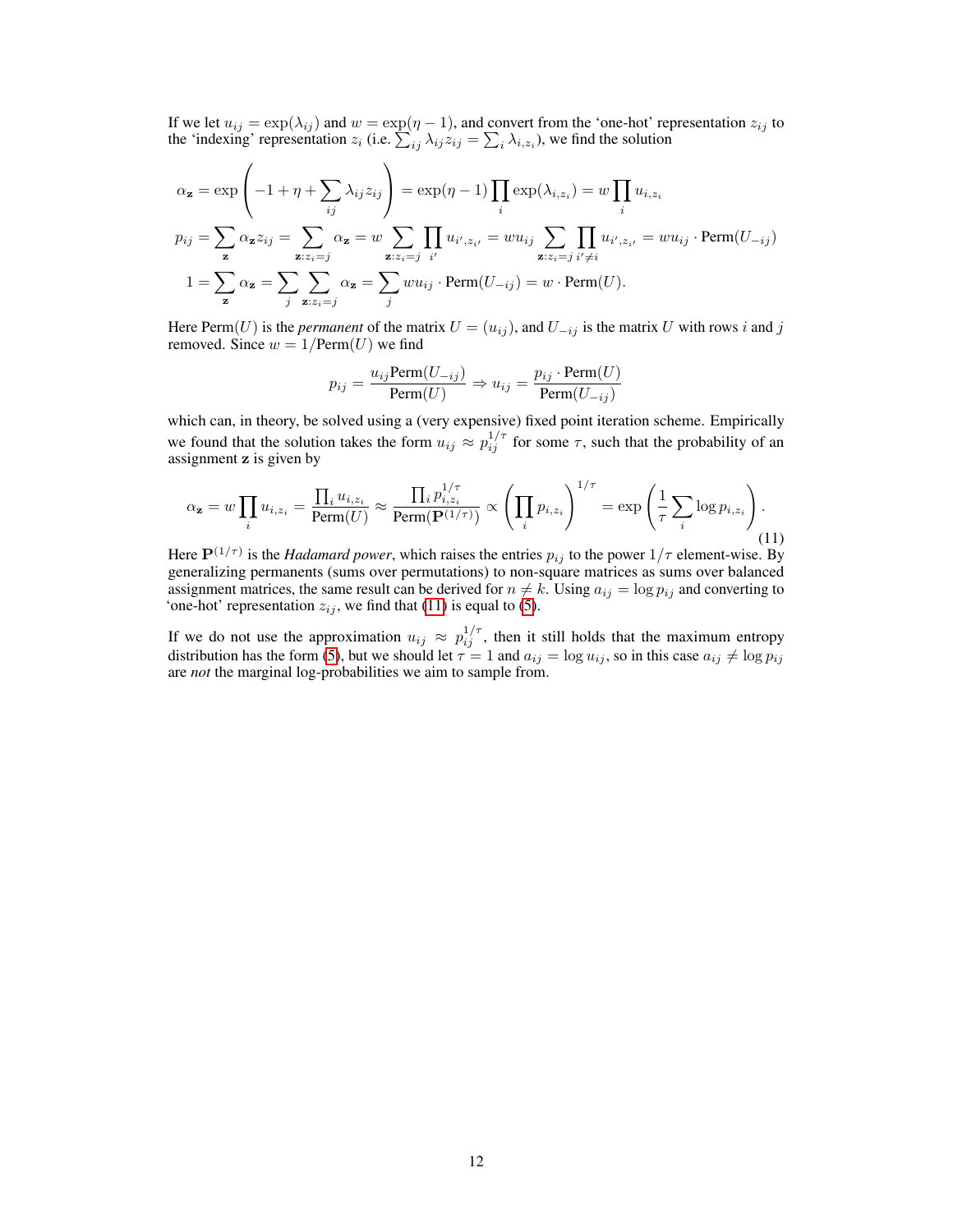If we let $u_{ij} = \exp(\lambda_{ij})$ and $w = \exp(\eta - 1)$, and convert from the 'one-hot' representation $z_{ij}$ to the 'indexing' representation $z_i$ (i.e. $\sum_{ij} \lambda_{ij} z_{ij} = \sum_i \lambda_{i,z_i}$), we find the solution

$$
\begin{aligned}
\alpha_{\mathbf{z}} &= \exp\left(-1 + \eta + \sum_{ij} \lambda_{ij} z_{ij}\right) = \exp(\eta - 1) \prod_i \exp(\lambda_{i,z_i}) = w \prod_i u_{i,z_i} \\
p_{ij} &= \sum_{\mathbf{z}} \alpha_{\mathbf{z}} z_{ij} = \sum_{\mathbf{z}: z_i = j} \alpha_{\mathbf{z}} = w \sum_{\mathbf{z}: z_i = j} \prod_{i'} u_{i', z_{i'}} = w u_{ij} \sum_{\mathbf{z}: z_i = j} \prod_{i' \neq i} u_{i', z_{i'}} = w u_{ij} \cdot \text{Perm}(U_{-ij}) \\
1 &= \sum_{\mathbf{z}} \alpha_{\mathbf{z}} = \sum_j \sum_{\mathbf{z}: z_i = j} \alpha_{\mathbf{z}} = \sum_j w u_{ij} \cdot \text{Perm}(U_{-ij}) = w \cdot \text{Perm}(U).
\end{aligned}
$$

Here $\text{Perm}(U)$ is the *permanent* of the matrix $U = (u_{ij})$, and $U_{-ij}$ is the matrix $U$ with rows $i$ and $j$ removed. Since $w = 1/\text{Perm}(U)$ we find

$$
p_{ij} = \frac{u_{ij} \text{Perm}(U_{-ij})}{\text{Perm}(U)} \Rightarrow u_{ij} = \frac{p_{ij} \cdot \text{Perm}(U)}{\text{Perm}(U_{-ij})}
$$

which can, in theory, be solved using a (very expensive) fixed point iteration scheme. Empirically we found that the solution takes the form $u_{ij} \approx p_{ij}^{1/\tau}$ for some $\tau$, such that the probability of an assignment $\mathbf{z}$ is given by

$$
\alpha_{\mathbf{z}} = w \prod_i u_{i,z_i} = \frac{\prod_i u_{i,z_i}}{\text{Perm}(U)} \approx \frac{\prod_i p_{i,z_i}^{1/\tau}}{\text{Perm}(\mathbf{P}^{(1/\tau)})} \propto \left(\prod_i p_{i,z_i}\right)^{1/\tau} = \exp\left(\frac{1}{\tau} \sum_i \log p_{i,z_i}\right). \tag{11}
$$

Here $\mathbf{P}^{(1/\tau)}$ is the *Hadamard power*, which raises the entries $p_{ij}$ to the power $1/\tau$ element-wise. By generalizing permanents (sums over permutations) to non-square matrices as sums over balanced assignment matrices, the same result can be derived for $n \neq k$. Using $a_{ij} = \log p_{ij}$ and converting to 'one-hot' representation $z_{ij}$, we find that (11) is equal to (5).

If we do not use the approximation $u_{ij} \approx p_{ij}^{1/\tau}$, then it still holds that the maximum entropy distribution has the form (5), but we should let $\tau = 1$ and $a_{ij} = \log u_{ij}$, so in this case $a_{ij} \neq \log p_{ij}$ are *not* the marginal log-probabilities we aim to sample from.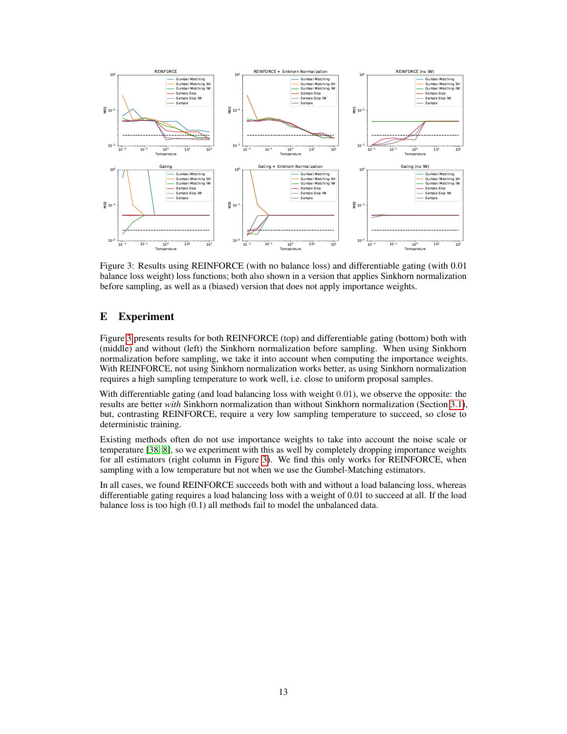REINFORCE

MSE

Temperature

Gumbel-Matching
Gumbel-Matching SH
Gumbel-Matching IW
Sample Skip
Sample Skip IW
Sample

REINFORCE + Sinkhorn Normalization

REINFORCE (no IW)

Gating

Gating + Sinkhorn Normalization

Gating (no IW)

Figure 3: Results using REINFORCE (with no balance loss) and differentiable gating (with 0.01 balance loss weight) loss functions; both also shown in a version that applies Sinkhorn normalization before sampling, as well as a (biased) version that does not apply importance weights.

# E Experiment

Figure 3 presents results for both REINFORCE (top) and differentiable gating (bottom) both with (middle) and without (left) the Sinkhorn normalization before sampling. When using Sinkhorn normalization before sampling, we take it into account when computing the importance weights. With REINFORCE, not using Sinkhorn normalization works better, as using Sinkhorn normalization requires a high sampling temperature to work well, i.e. close to uniform proposal samples.

With differentiable gating (and load balancing loss with weight 0.01), we observe the opposite: the results are better *with* Sinkhorn normalization than without Sinkhorn normalization (Section 3.1), but, contrasting REINFORCE, require a very low sampling temperature to succeed, so close to deterministic training.

Existing methods often do not use importance weights to take into account the noise scale or temperature [38, 8], so we experiment with this as well by completely dropping importance weights for all estimators (right column in Figure 3). We find this only works for REINFORCE, when sampling with a low temperature but not when we use the Gumbel-Matching estimators.

In all cases, we found REINFORCE succeeds both with and without a load balancing loss, whereas differentiable gating requires a load balancing loss with a weight of 0.01 to succeed at all. If the load balance loss is too high (0.1) all methods fail to model the unbalanced data.